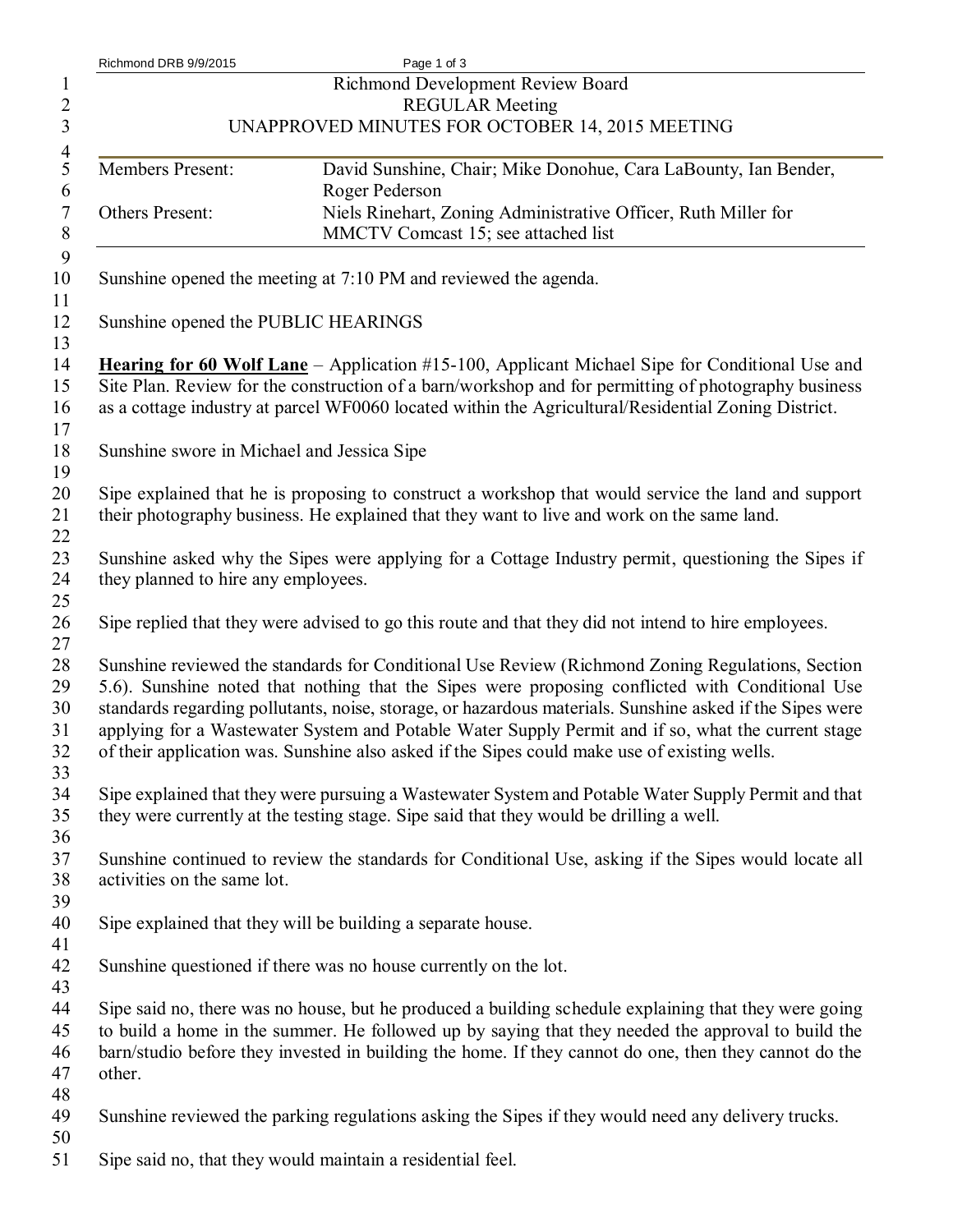Richmond Development Review Board
REGULAR Meeting
UNAPPROVED MINUTES FOR OCTOBER 14, 2015 MEETING

| | |
|---|---|
| Members Present: | David Sunshine, Chair; Mike Donohue, Cara LaBounty, Ian Bender, Roger Pederson |
| Others Present: | Niels Rinehart, Zoning Administrative Officer, Ruth Miller for MMCTV Comcast 15; see attached list |

Sunshine opened the meeting at 7:10 PM and reviewed the agenda.

Sunshine opened the PUBLIC HEARINGS

**Hearing for 60 Wolf Lane** – Application #15-100, Applicant Michael Sipe for Conditional Use and Site Plan. Review for the construction of a barn/workshop and for permitting of photography business as a cottage industry at parcel WF0060 located within the Agricultural/Residential Zoning District.

Sunshine swore in Michael and Jessica Sipe

Sipe explained that he is proposing to construct a workshop that would service the land and support their photography business. He explained that they want to live and work on the same land.

Sunshine asked why the Sipes were applying for a Cottage Industry permit, questioning the Sipes if they planned to hire any employees.

Sipe replied that they were advised to go this route and that they did not intend to hire employees.

Sunshine reviewed the standards for Conditional Use Review (Richmond Zoning Regulations, Section 5.6). Sunshine noted that nothing that the Sipes were proposing conflicted with Conditional Use standards regarding pollutants, noise, storage, or hazardous materials. Sunshine asked if the Sipes were applying for a Wastewater System and Potable Water Supply Permit and if so, what the current stage of their application was. Sunshine also asked if the Sipes could make use of existing wells.

Sipe explained that they were pursuing a Wastewater System and Potable Water Supply Permit and that they were currently at the testing stage. Sipe said that they would be drilling a well.

Sunshine continued to review the standards for Conditional Use, asking if the Sipes would locate all activities on the same lot.

Sipe explained that they will be building a separate house.

Sunshine questioned if there was no house currently on the lot.

Sipe said no, there was no house, but he produced a building schedule explaining that they were going to build a home in the summer. He followed up by saying that they needed the approval to build the barn/studio before they invested in building the home. If they cannot do one, then they cannot do the other.

Sunshine reviewed the parking regulations asking the Sipes if they would need any delivery trucks.

Sipe said no, that they would maintain a residential feel.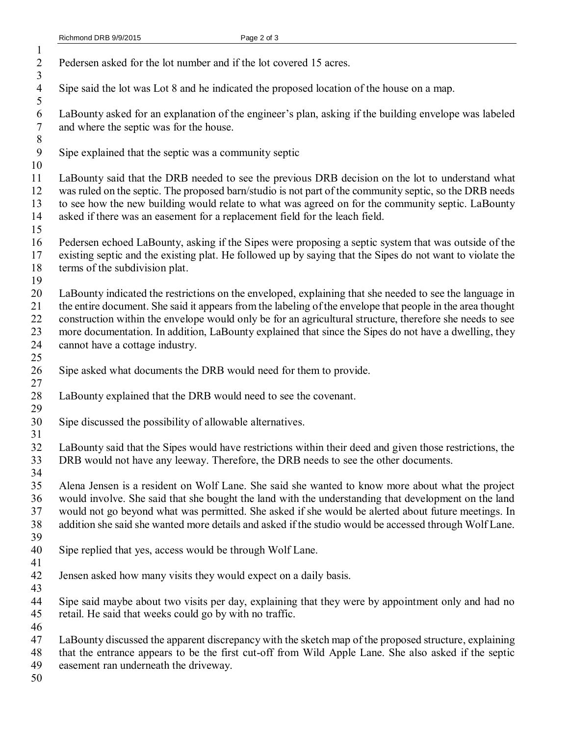Pedersen asked for the lot number and if the lot covered 15 acres.

Sipe said the lot was Lot 8 and he indicated the proposed location of the house on a map.

LaBounty asked for an explanation of the engineer's plan, asking if the building envelope was labeled and where the septic was for the house.

Sipe explained that the septic was a community septic

LaBounty said that the DRB needed to see the previous DRB decision on the lot to understand what was ruled on the septic. The proposed barn/studio is not part of the community septic, so the DRB needs to see how the new building would relate to what was agreed on for the community septic. LaBounty asked if there was an easement for a replacement field for the leach field.

Pedersen echoed LaBounty, asking if the Sipes were proposing a septic system that was outside of the existing septic and the existing plat. He followed up by saying that the Sipes do not want to violate the terms of the subdivision plat.

LaBounty indicated the restrictions on the enveloped, explaining that she needed to see the language in the entire document. She said it appears from the labeling of the envelope that people in the area thought construction within the envelope would only be for an agricultural structure, therefore she needs to see more documentation. In addition, LaBounty explained that since the Sipes do not have a dwelling, they cannot have a cottage industry.

Sipe asked what documents the DRB would need for them to provide.

LaBounty explained that the DRB would need to see the covenant.

Sipe discussed the possibility of allowable alternatives.

LaBounty said that the Sipes would have restrictions within their deed and given those restrictions, the DRB would not have any leeway. Therefore, the DRB needs to see the other documents.

Alena Jensen is a resident on Wolf Lane. She said she wanted to know more about what the project would involve. She said that she bought the land with the understanding that development on the land would not go beyond what was permitted. She asked if she would be alerted about future meetings. In addition she said she wanted more details and asked if the studio would be accessed through Wolf Lane.

Sipe replied that yes, access would be through Wolf Lane.

Jensen asked how many visits they would expect on a daily basis.

Sipe said maybe about two visits per day, explaining that they were by appointment only and had no retail. He said that weeks could go by with no traffic.

LaBounty discussed the apparent discrepancy with the sketch map of the proposed structure, explaining that the entrance appears to be the first cut-off from Wild Apple Lane. She also asked if the septic easement ran underneath the driveway.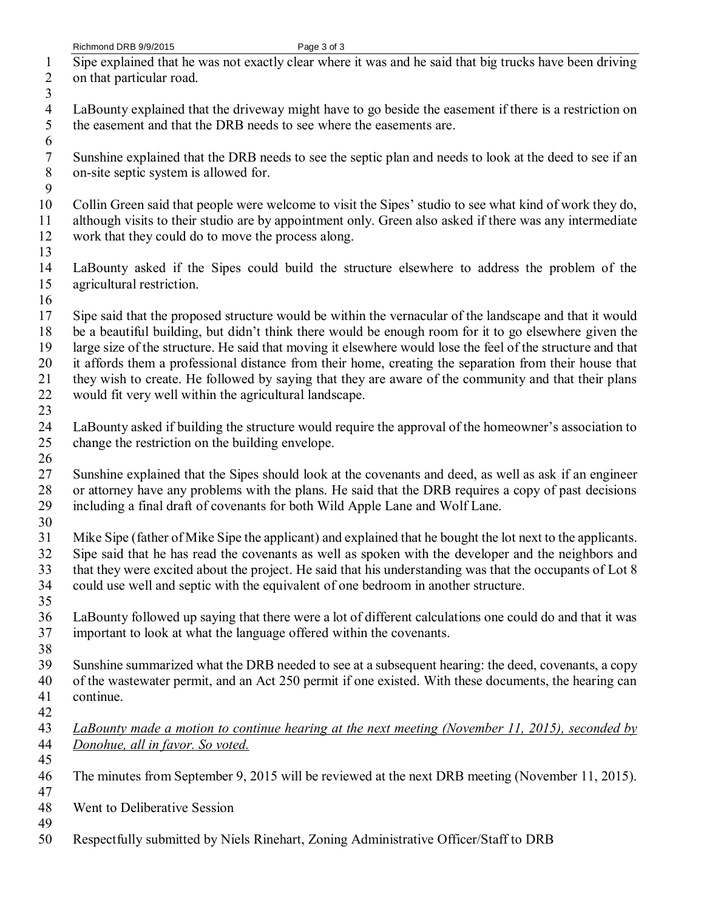Sipe explained that he was not exactly clear where it was and he said that big trucks have been driving on that particular road.

LaBounty explained that the driveway might have to go beside the easement if there is a restriction on the easement and that the DRB needs to see where the easements are.

Sunshine explained that the DRB needs to see the septic plan and needs to look at the deed to see if an on-site septic system is allowed for.

Collin Green said that people were welcome to visit the Sipes' studio to see what kind of work they do, although visits to their studio are by appointment only. Green also asked if there was any intermediate work that they could do to move the process along.

LaBounty asked if the Sipes could build the structure elsewhere to address the problem of the agricultural restriction.

Sipe said that the proposed structure would be within the vernacular of the landscape and that it would be a beautiful building, but didn't think there would be enough room for it to go elsewhere given the large size of the structure. He said that moving it elsewhere would lose the feel of the structure and that it affords them a professional distance from their home, creating the separation from their house that they wish to create. He followed by saying that they are aware of the community and that their plans would fit very well within the agricultural landscape.

LaBounty asked if building the structure would require the approval of the homeowner's association to change the restriction on the building envelope.

Sunshine explained that the Sipes should look at the covenants and deed, as well as ask if an engineer or attorney have any problems with the plans. He said that the DRB requires a copy of past decisions including a final draft of covenants for both Wild Apple Lane and Wolf Lane.

Mike Sipe (father of Mike Sipe the applicant) and explained that he bought the lot next to the applicants. Sipe said that he has read the covenants as well as spoken with the developer and the neighbors and that they were excited about the project. He said that his understanding was that the occupants of Lot 8 could use well and septic with the equivalent of one bedroom in another structure.

LaBounty followed up saying that there were a lot of different calculations one could do and that it was important to look at what the language offered within the covenants.

Sunshine summarized what the DRB needed to see at a subsequent hearing: the deed, covenants, a copy of the wastewater permit, and an Act 250 permit if one existed. With these documents, the hearing can continue.

*LaBounty made a motion to continue hearing at the next meeting (November 11, 2015), seconded by Donohue, all in favor. So voted.*

The minutes from September 9, 2015 will be reviewed at the next DRB meeting (November 11, 2015).

Went to Deliberative Session

Respectfully submitted by Niels Rinehart, Zoning Administrative Officer/Staff to DRB